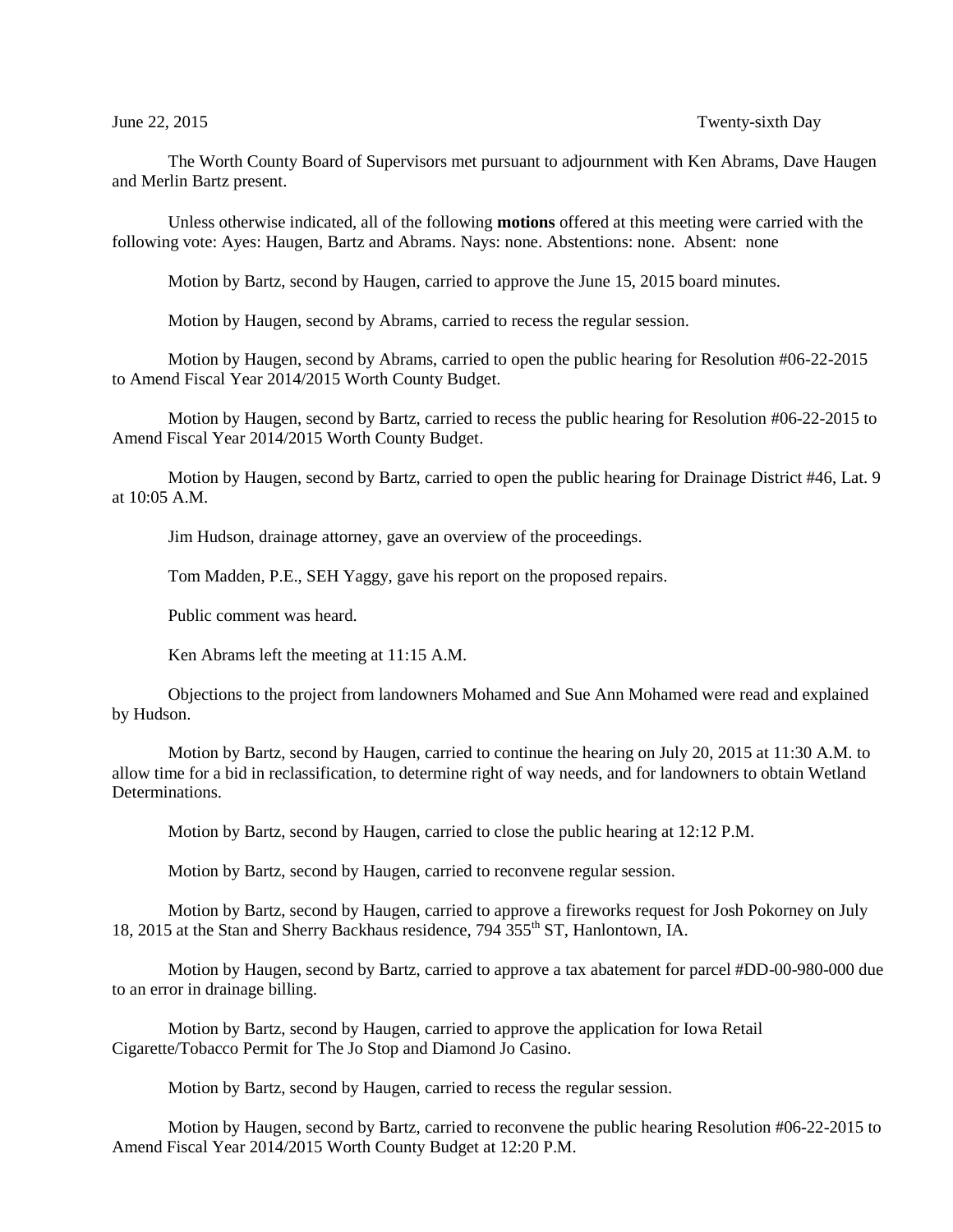June 22, 2015 Twenty-sixth Day

The Worth County Board of Supervisors met pursuant to adjournment with Ken Abrams, Dave Haugen and Merlin Bartz present.

Unless otherwise indicated, all of the following **motions** offered at this meeting were carried with the following vote: Ayes: Haugen, Bartz and Abrams. Nays: none. Abstentions: none. Absent: none

Motion by Bartz, second by Haugen, carried to approve the June 15, 2015 board minutes.

Motion by Haugen, second by Abrams, carried to recess the regular session.

Motion by Haugen, second by Abrams, carried to open the public hearing for Resolution #06-22-2015 to Amend Fiscal Year 2014/2015 Worth County Budget.

Motion by Haugen, second by Bartz, carried to recess the public hearing for Resolution #06-22-2015 to Amend Fiscal Year 2014/2015 Worth County Budget.

Motion by Haugen, second by Bartz, carried to open the public hearing for Drainage District #46, Lat. 9 at 10:05 A.M.

Jim Hudson, drainage attorney, gave an overview of the proceedings.

Tom Madden, P.E., SEH Yaggy, gave his report on the proposed repairs.

Public comment was heard.

Ken Abrams left the meeting at 11:15 A.M.

Objections to the project from landowners Mohamed and Sue Ann Mohamed were read and explained by Hudson.

Motion by Bartz, second by Haugen, carried to continue the hearing on July 20, 2015 at 11:30 A.M. to allow time for a bid in reclassification, to determine right of way needs, and for landowners to obtain Wetland Determinations.

Motion by Bartz, second by Haugen, carried to close the public hearing at 12:12 P.M.

Motion by Bartz, second by Haugen, carried to reconvene regular session.

Motion by Bartz, second by Haugen, carried to approve a fireworks request for Josh Pokorney on July 18, 2015 at the Stan and Sherry Backhaus residence, 794 355th ST, Hanlontown, IA.

Motion by Haugen, second by Bartz, carried to approve a tax abatement for parcel #DD-00-980-000 due to an error in drainage billing.

Motion by Bartz, second by Haugen, carried to approve the application for Iowa Retail Cigarette/Tobacco Permit for The Jo Stop and Diamond Jo Casino.

Motion by Bartz, second by Haugen, carried to recess the regular session.

Motion by Haugen, second by Bartz, carried to reconvene the public hearing Resolution #06-22-2015 to Amend Fiscal Year 2014/2015 Worth County Budget at 12:20 P.M.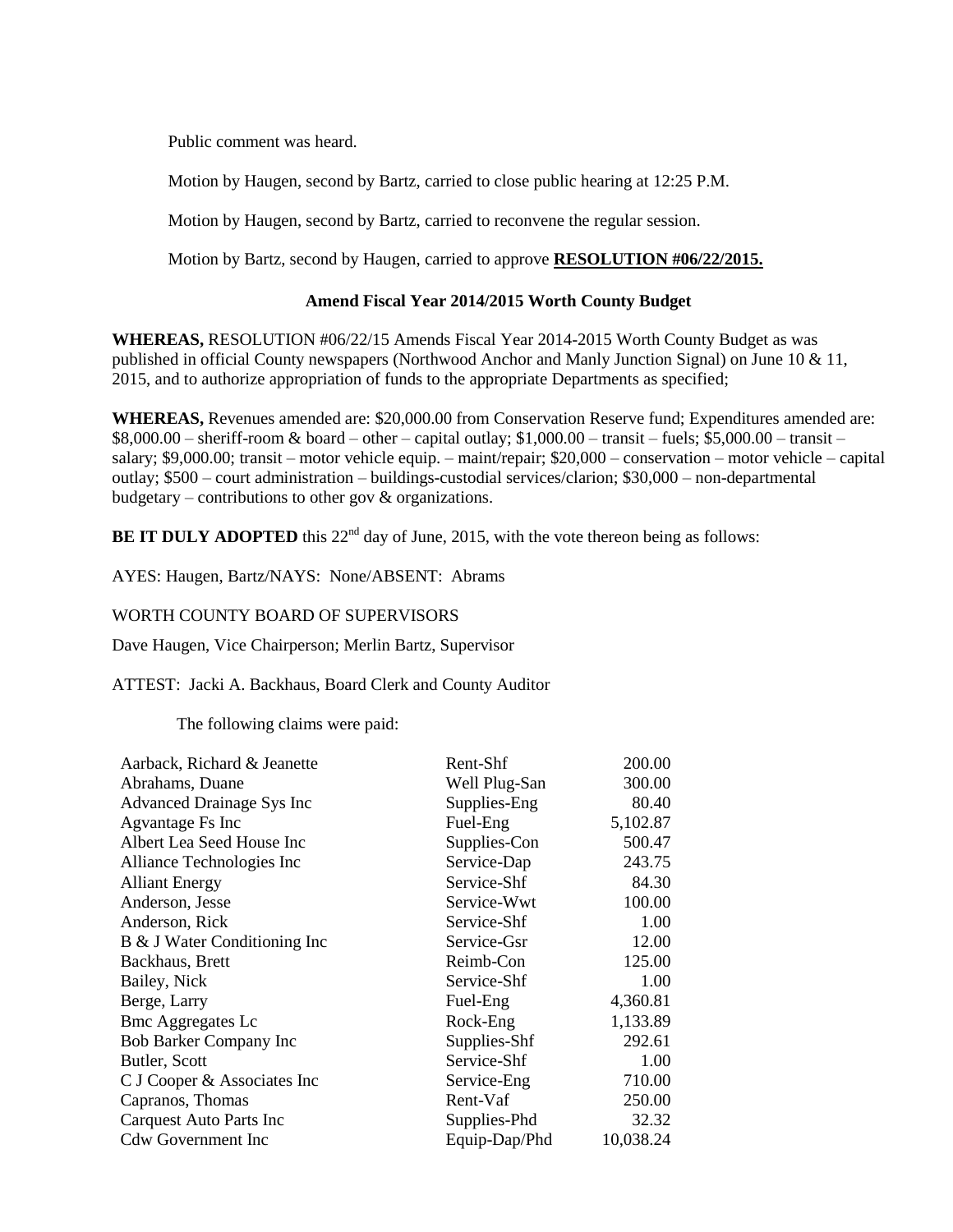Public comment was heard.

Motion by Haugen, second by Bartz, carried to close public hearing at 12:25 P.M.

Motion by Haugen, second by Bartz, carried to reconvene the regular session.

Motion by Bartz, second by Haugen, carried to approve **RESOLUTION #06/22/2015.**

**Amend Fiscal Year 2014/2015 Worth County Budget**

**WHEREAS,** RESOLUTION #06/22/15 Amends Fiscal Year 2014-2015 Worth County Budget as was published in official County newspapers (Northwood Anchor and Manly Junction Signal) on June 10 & 11, 2015, and to authorize appropriation of funds to the appropriate Departments as specified;

**WHEREAS,** Revenues amended are: $20,000.00 from Conservation Reserve fund; Expenditures amended are: $8,000.00 – sheriff-room & board – other – capital outlay; $1,000.00 – transit – fuels; $5,000.00 – transit – salary; $9,000.00; transit – motor vehicle equip. – maint/repair; $20,000 – conservation – motor vehicle – capital outlay; $500 – court administration – buildings-custodial services/clarion; $30,000 – non-departmental budgetary – contributions to other gov & organizations.

**BE IT DULY ADOPTED** this 22nd day of June, 2015, with the vote thereon being as follows:

AYES: Haugen, Bartz/NAYS: None/ABSENT: Abrams

WORTH COUNTY BOARD OF SUPERVISORS

Dave Haugen, Vice Chairperson; Merlin Bartz, Supervisor

ATTEST: Jacki A. Backhaus, Board Clerk and County Auditor

The following claims were paid:

| | | |
|---|---|---|
| Aarback, Richard & Jeanette | Rent-Shf | 200.00 |
| Abrahams, Duane | Well Plug-San | 300.00 |
| Advanced Drainage Sys Inc | Supplies-Eng | 80.40 |
| Agvantage Fs Inc | Fuel-Eng | 5,102.87 |
| Albert Lea Seed House Inc | Supplies-Con | 500.47 |
| Alliance Technologies Inc | Service-Dap | 243.75 |
| Alliant Energy | Service-Shf | 84.30 |
| Anderson, Jesse | Service-Wwt | 100.00 |
| Anderson, Rick | Service-Shf | 1.00 |
| B & J Water Conditioning Inc | Service-Gsr | 12.00 |
| Backhaus, Brett | Reimb-Con | 125.00 |
| Bailey, Nick | Service-Shf | 1.00 |
| Berge, Larry | Fuel-Eng | 4,360.81 |
| Bmc Aggregates Lc | Rock-Eng | 1,133.89 |
| Bob Barker Company Inc | Supplies-Shf | 292.61 |
| Butler, Scott | Service-Shf | 1.00 |
| C J Cooper & Associates Inc | Service-Eng | 710.00 |
| Capranos, Thomas | Rent-Vaf | 250.00 |
| Carquest Auto Parts Inc | Supplies-Phd | 32.32 |
| Cdw Government Inc | Equip-Dap/Phd | 10,038.24 |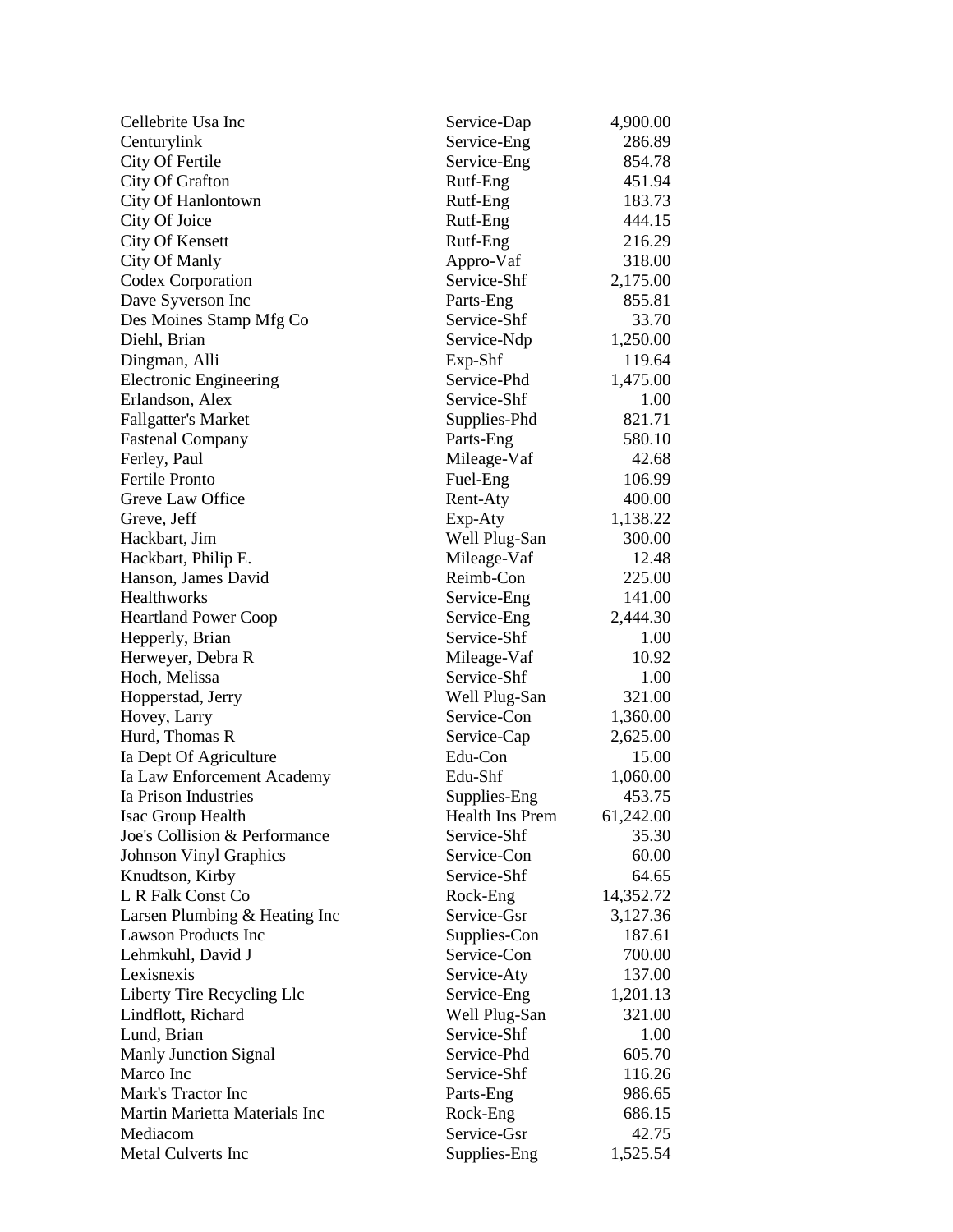| | | |
|---|---|---|
| Cellebrite Usa Inc | Service-Dap | 4,900.00 |
| Centurylink | Service-Eng | 286.89 |
| City Of Fertile | Service-Eng | 854.78 |
| City Of Grafton | Rutf-Eng | 451.94 |
| City Of Hanlontown | Rutf-Eng | 183.73 |
| City Of Joice | Rutf-Eng | 444.15 |
| City Of Kensett | Rutf-Eng | 216.29 |
| City Of Manly | Appro-Vaf | 318.00 |
| Codex Corporation | Service-Shf | 2,175.00 |
| Dave Syverson Inc | Parts-Eng | 855.81 |
| Des Moines Stamp Mfg Co | Service-Shf | 33.70 |
| Diehl, Brian | Service-Ndp | 1,250.00 |
| Dingman, Alli | Exp-Shf | 119.64 |
| Electronic Engineering | Service-Phd | 1,475.00 |
| Erlandson, Alex | Service-Shf | 1.00 |
| Fallgatter's Market | Supplies-Phd | 821.71 |
| Fastenal Company | Parts-Eng | 580.10 |
| Ferley, Paul | Mileage-Vaf | 42.68 |
| Fertile Pronto | Fuel-Eng | 106.99 |
| Greve Law Office | Rent-Aty | 400.00 |
| Greve, Jeff | Exp-Aty | 1,138.22 |
| Hackbart, Jim | Well Plug-San | 300.00 |
| Hackbart, Philip E. | Mileage-Vaf | 12.48 |
| Hanson, James David | Reimb-Con | 225.00 |
| Healthworks | Service-Eng | 141.00 |
| Heartland Power Coop | Service-Eng | 2,444.30 |
| Hepperly, Brian | Service-Shf | 1.00 |
| Herweyer, Debra R | Mileage-Vaf | 10.92 |
| Hoch, Melissa | Service-Shf | 1.00 |
| Hopperstad, Jerry | Well Plug-San | 321.00 |
| Hovey, Larry | Service-Con | 1,360.00 |
| Hurd, Thomas R | Service-Cap | 2,625.00 |
| Ia Dept Of Agriculture | Edu-Con | 15.00 |
| Ia Law Enforcement Academy | Edu-Shf | 1,060.00 |
| Ia Prison Industries | Supplies-Eng | 453.75 |
| Isac Group Health | Health Ins Prem | 61,242.00 |
| Joe's Collision & Performance | Service-Shf | 35.30 |
| Johnson Vinyl Graphics | Service-Con | 60.00 |
| Knudtson, Kirby | Service-Shf | 64.65 |
| L R Falk Const Co | Rock-Eng | 14,352.72 |
| Larsen Plumbing & Heating Inc | Service-Gsr | 3,127.36 |
| Lawson Products Inc | Supplies-Con | 187.61 |
| Lehmkuhl, David J | Service-Con | 700.00 |
| Lexisnexis | Service-Aty | 137.00 |
| Liberty Tire Recycling Llc | Service-Eng | 1,201.13 |
| Lindflott, Richard | Well Plug-San | 321.00 |
| Lund, Brian | Service-Shf | 1.00 |
| Manly Junction Signal | Service-Phd | 605.70 |
| Marco Inc | Service-Shf | 116.26 |
| Mark's Tractor Inc | Parts-Eng | 986.65 |
| Martin Marietta Materials Inc | Rock-Eng | 686.15 |
| Mediacom | Service-Gsr | 42.75 |
| Metal Culverts Inc | Supplies-Eng | 1,525.54 |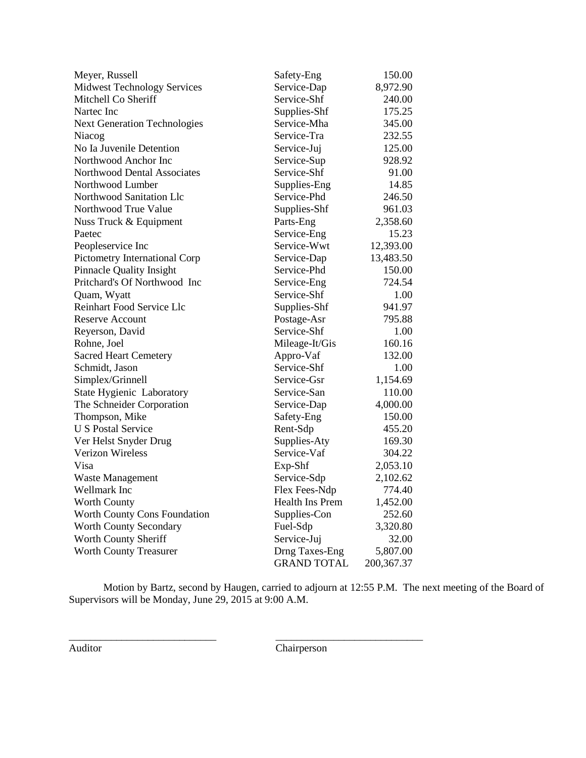| | | |
|---|---|---|
| Meyer, Russell | Safety-Eng | 150.00 |
| Midwest Technology Services | Service-Dap | 8,972.90 |
| Mitchell Co Sheriff | Service-Shf | 240.00 |
| Nartec Inc | Supplies-Shf | 175.25 |
| Next Generation Technologies | Service-Mha | 345.00 |
| Niacog | Service-Tra | 232.55 |
| No Ia Juvenile Detention | Service-Juj | 125.00 |
| Northwood Anchor Inc | Service-Sup | 928.92 |
| Northwood Dental Associates | Service-Shf | 91.00 |
| Northwood Lumber | Supplies-Eng | 14.85 |
| Northwood Sanitation Llc | Service-Phd | 246.50 |
| Northwood True Value | Supplies-Shf | 961.03 |
| Nuss Truck & Equipment | Parts-Eng | 2,358.60 |
| Paetec | Service-Eng | 15.23 |
| Peopleservice Inc | Service-Wwt | 12,393.00 |
| Pictometry International Corp | Service-Dap | 13,483.50 |
| Pinnacle Quality Insight | Service-Phd | 150.00 |
| Pritchard's Of Northwood Inc | Service-Eng | 724.54 |
| Quam, Wyatt | Service-Shf | 1.00 |
| Reinhart Food Service Llc | Supplies-Shf | 941.97 |
| Reserve Account | Postage-Asr | 795.88 |
| Reyerson, David | Service-Shf | 1.00 |
| Rohne, Joel | Mileage-It/Gis | 160.16 |
| Sacred Heart Cemetery | Appro-Vaf | 132.00 |
| Schmidt, Jason | Service-Shf | 1.00 |
| Simplex/Grinnell | Service-Gsr | 1,154.69 |
| State Hygienic Laboratory | Service-San | 110.00 |
| The Schneider Corporation | Service-Dap | 4,000.00 |
| Thompson, Mike | Safety-Eng | 150.00 |
| U S Postal Service | Rent-Sdp | 455.20 |
| Ver Helst Snyder Drug | Supplies-Aty | 169.30 |
| Verizon Wireless | Service-Vaf | 304.22 |
| Visa | Exp-Shf | 2,053.10 |
| Waste Management | Service-Sdp | 2,102.62 |
| Wellmark Inc | Flex Fees-Ndp | 774.40 |
| Worth County | Health Ins Prem | 1,452.00 |
| Worth County Cons Foundation | Supplies-Con | 252.60 |
| Worth County Secondary | Fuel-Sdp | 3,320.80 |
| Worth County Sheriff | Service-Juj | 32.00 |
| Worth County Treasurer | Drng Taxes-Eng | 5,807.00 |
| | GRAND TOTAL | 200,367.37 |

Motion by Bartz, second by Haugen, carried to adjourn at 12:55 P.M. The next meeting of the Board of Supervisors will be Monday, June 29, 2015 at 9:00 A.M.

\_\_\_\_\_\_\_\_\_\_\_\_\_\_\_\_\_\_\_\_\_\_\_\_\_\_\_\_ \_\_\_\_\_\_\_\_\_\_\_\_\_\_\_\_\_\_\_\_\_\_\_\_\_\_\_\_

Auditor Chairperson